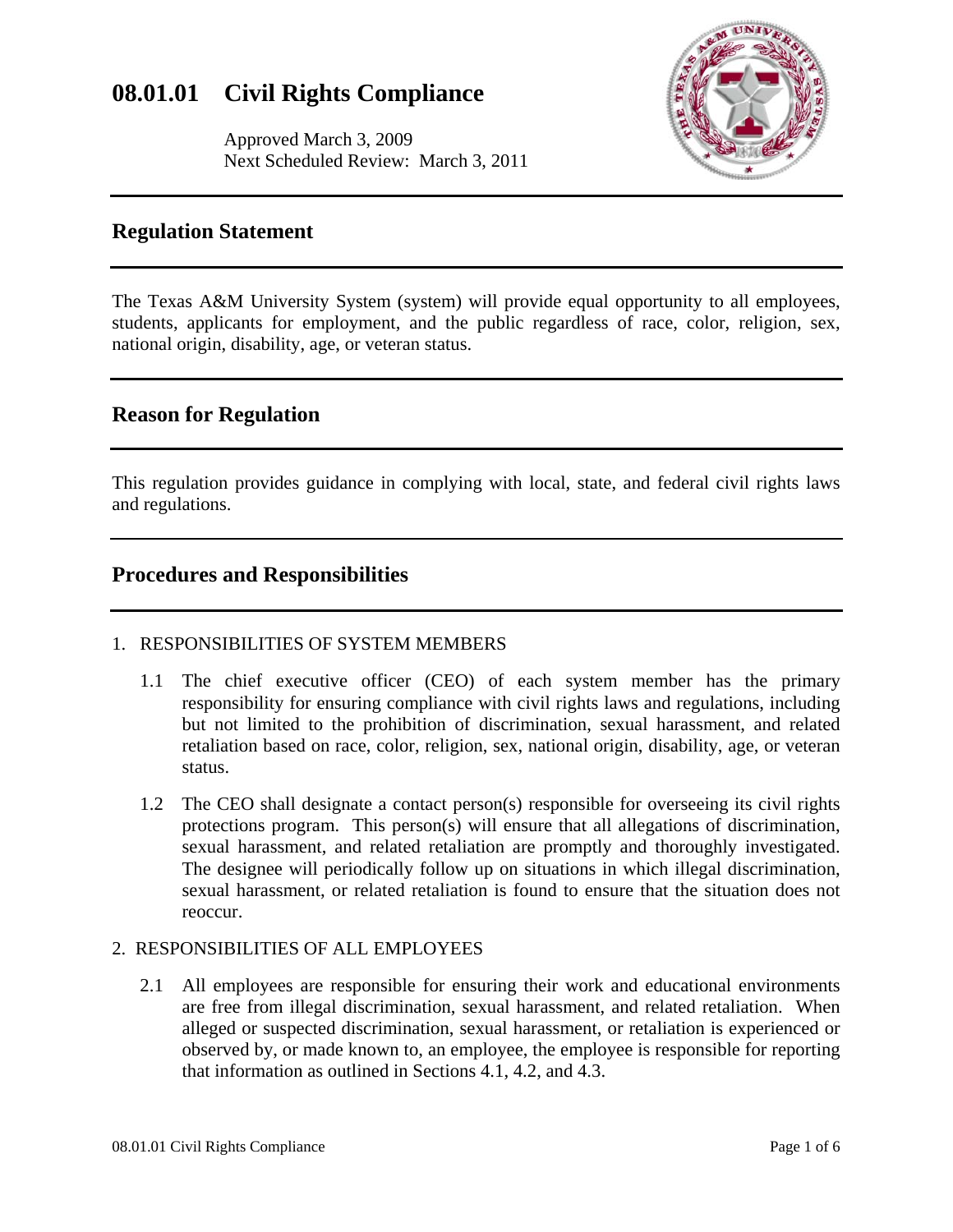# 08.01.01 Civil Rights Compliance

Approved March 3, 2009
Next Scheduled Review: March 3, 2011

## Regulation Statement

The Texas A&M University System (system) will provide equal opportunity to all employees, students, applicants for employment, and the public regardless of race, color, religion, sex, national origin, disability, age, or veteran status.

## Reason for Regulation

This regulation provides guidance in complying with local, state, and federal civil rights laws and regulations.

## Procedures and Responsibilities

1. RESPONSIBILITIES OF SYSTEM MEMBERS

   1.1 The chief executive officer (CEO) of each system member has the primary responsibility for ensuring compliance with civil rights laws and regulations, including but not limited to the prohibition of discrimination, sexual harassment, and related retaliation based on race, color, religion, sex, national origin, disability, age, or veteran status.

   1.2 The CEO shall designate a contact person(s) responsible for overseeing its civil rights protections program. This person(s) will ensure that all allegations of discrimination, sexual harassment, and related retaliation are promptly and thoroughly investigated. The designee will periodically follow up on situations in which illegal discrimination, sexual harassment, or related retaliation is found to ensure that the situation does not reoccur.

2. RESPONSIBILITIES OF ALL EMPLOYEES

   2.1 All employees are responsible for ensuring their work and educational environments are free from illegal discrimination, sexual harassment, and related retaliation. When alleged or suspected discrimination, sexual harassment, or retaliation is experienced or observed by, or made known to, an employee, the employee is responsible for reporting that information as outlined in Sections 4.1, 4.2, and 4.3.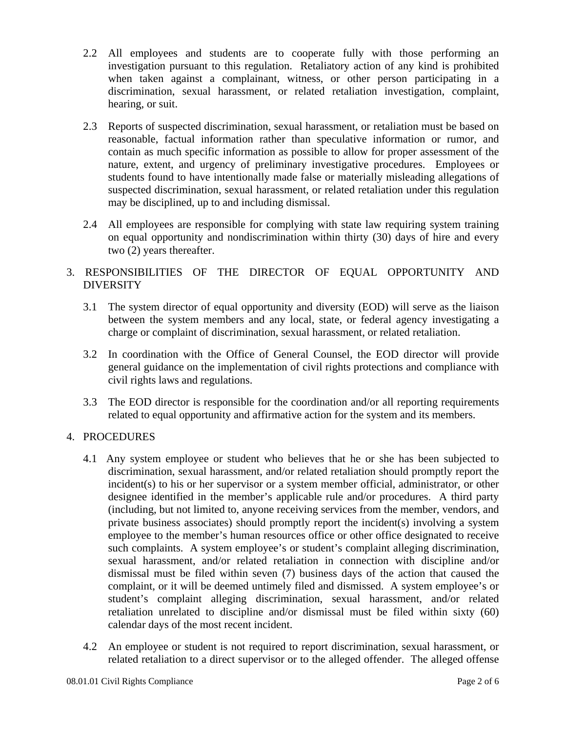2.2 All employees and students are to cooperate fully with those performing an investigation pursuant to this regulation. Retaliatory action of any kind is prohibited when taken against a complainant, witness, or other person participating in a discrimination, sexual harassment, or related retaliation investigation, complaint, hearing, or suit.

2.3 Reports of suspected discrimination, sexual harassment, or retaliation must be based on reasonable, factual information rather than speculative information or rumor, and contain as much specific information as possible to allow for proper assessment of the nature, extent, and urgency of preliminary investigative procedures. Employees or students found to have intentionally made false or materially misleading allegations of suspected discrimination, sexual harassment, or related retaliation under this regulation may be disciplined, up to and including dismissal.

2.4 All employees are responsible for complying with state law requiring system training on equal opportunity and nondiscrimination within thirty (30) days of hire and every two (2) years thereafter.

## 3. RESPONSIBILITIES OF THE DIRECTOR OF EQUAL OPPORTUNITY AND DIVERSITY

3.1 The system director of equal opportunity and diversity (EOD) will serve as the liaison between the system members and any local, state, or federal agency investigating a charge or complaint of discrimination, sexual harassment, or related retaliation.

3.2 In coordination with the Office of General Counsel, the EOD director will provide general guidance on the implementation of civil rights protections and compliance with civil rights laws and regulations.

3.3 The EOD director is responsible for the coordination and/or all reporting requirements related to equal opportunity and affirmative action for the system and its members.

## 4. PROCEDURES

4.1 Any system employee or student who believes that he or she has been subjected to discrimination, sexual harassment, and/or related retaliation should promptly report the incident(s) to his or her supervisor or a system member official, administrator, or other designee identified in the member's applicable rule and/or procedures. A third party (including, but not limited to, anyone receiving services from the member, vendors, and private business associates) should promptly report the incident(s) involving a system employee to the member's human resources office or other office designated to receive such complaints. A system employee's or student's complaint alleging discrimination, sexual harassment, and/or related retaliation in connection with discipline and/or dismissal must be filed within seven (7) business days of the action that caused the complaint, or it will be deemed untimely filed and dismissed. A system employee's or student's complaint alleging discrimination, sexual harassment, and/or related retaliation unrelated to discipline and/or dismissal must be filed within sixty (60) calendar days of the most recent incident.

4.2 An employee or student is not required to report discrimination, sexual harassment, or related retaliation to a direct supervisor or to the alleged offender. The alleged offense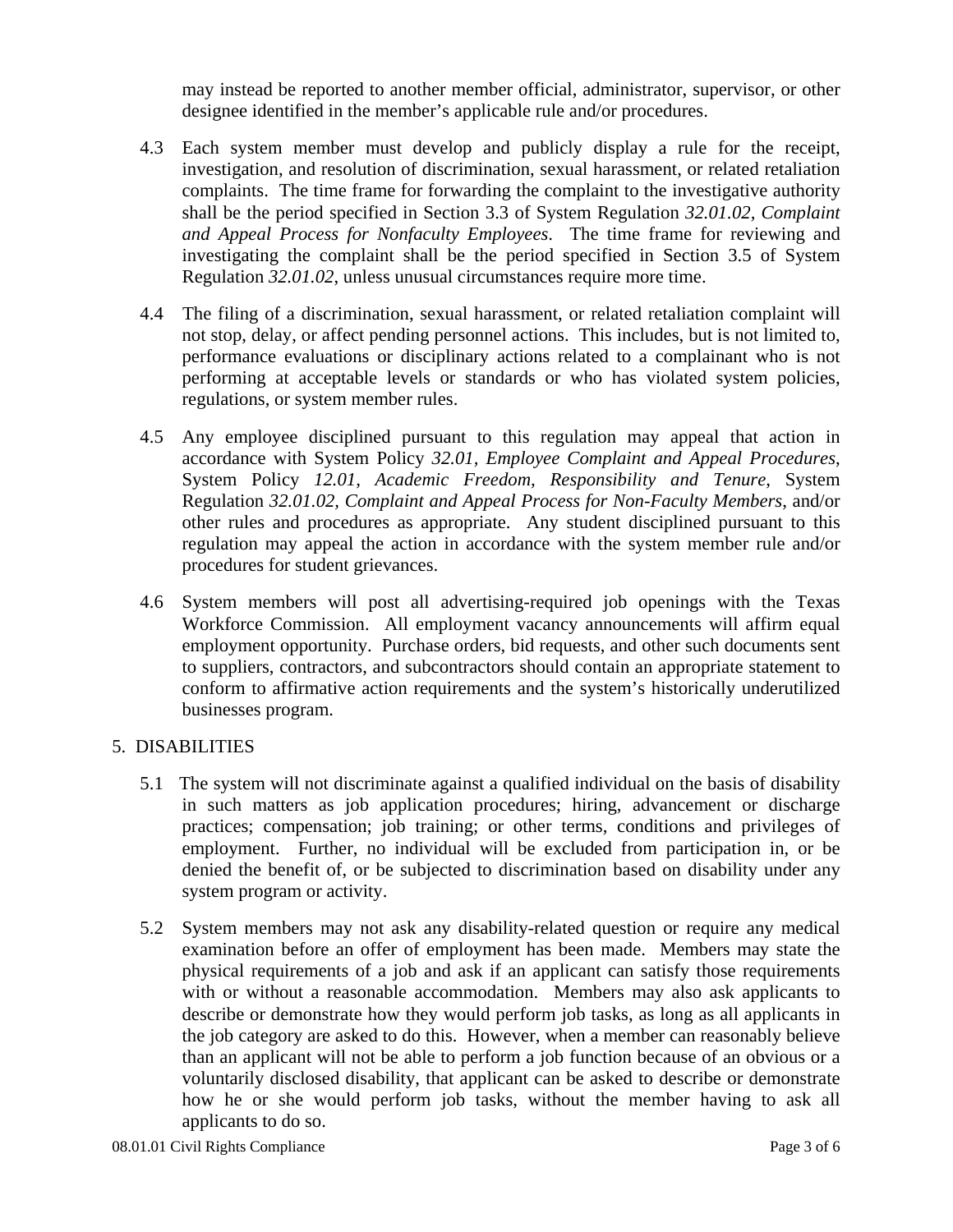may instead be reported to another member official, administrator, supervisor, or other designee identified in the member's applicable rule and/or procedures.

4.3 Each system member must develop and publicly display a rule for the receipt, investigation, and resolution of discrimination, sexual harassment, or related retaliation complaints. The time frame for forwarding the complaint to the investigative authority shall be the period specified in Section 3.3 of System Regulation *32.01.02, Complaint and Appeal Process for Nonfaculty Employees*. The time frame for reviewing and investigating the complaint shall be the period specified in Section 3.5 of System Regulation *32.01.02*, unless unusual circumstances require more time.

4.4 The filing of a discrimination, sexual harassment, or related retaliation complaint will not stop, delay, or affect pending personnel actions. This includes, but is not limited to, performance evaluations or disciplinary actions related to a complainant who is not performing at acceptable levels or standards or who has violated system policies, regulations, or system member rules.

4.5 Any employee disciplined pursuant to this regulation may appeal that action in accordance with System Policy *32.01, Employee Complaint and Appeal Procedures*, System Policy *12.01, Academic Freedom, Responsibility and Tenure*, System Regulation *32.01.02, Complaint and Appeal Process for Non-Faculty Members*, and/or other rules and procedures as appropriate. Any student disciplined pursuant to this regulation may appeal the action in accordance with the system member rule and/or procedures for student grievances.

4.6 System members will post all advertising-required job openings with the Texas Workforce Commission. All employment vacancy announcements will affirm equal employment opportunity. Purchase orders, bid requests, and other such documents sent to suppliers, contractors, and subcontractors should contain an appropriate statement to conform to affirmative action requirements and the system's historically underutilized businesses program.

## 5. DISABILITIES

5.1 The system will not discriminate against a qualified individual on the basis of disability in such matters as job application procedures; hiring, advancement or discharge practices; compensation; job training; or other terms, conditions and privileges of employment. Further, no individual will be excluded from participation in, or be denied the benefit of, or be subjected to discrimination based on disability under any system program or activity.

5.2 System members may not ask any disability-related question or require any medical examination before an offer of employment has been made. Members may state the physical requirements of a job and ask if an applicant can satisfy those requirements with or without a reasonable accommodation. Members may also ask applicants to describe or demonstrate how they would perform job tasks, as long as all applicants in the job category are asked to do this. However, when a member can reasonably believe than an applicant will not be able to perform a job function because of an obvious or a voluntarily disclosed disability, that applicant can be asked to describe or demonstrate how he or she would perform job tasks, without the member having to ask all applicants to do so.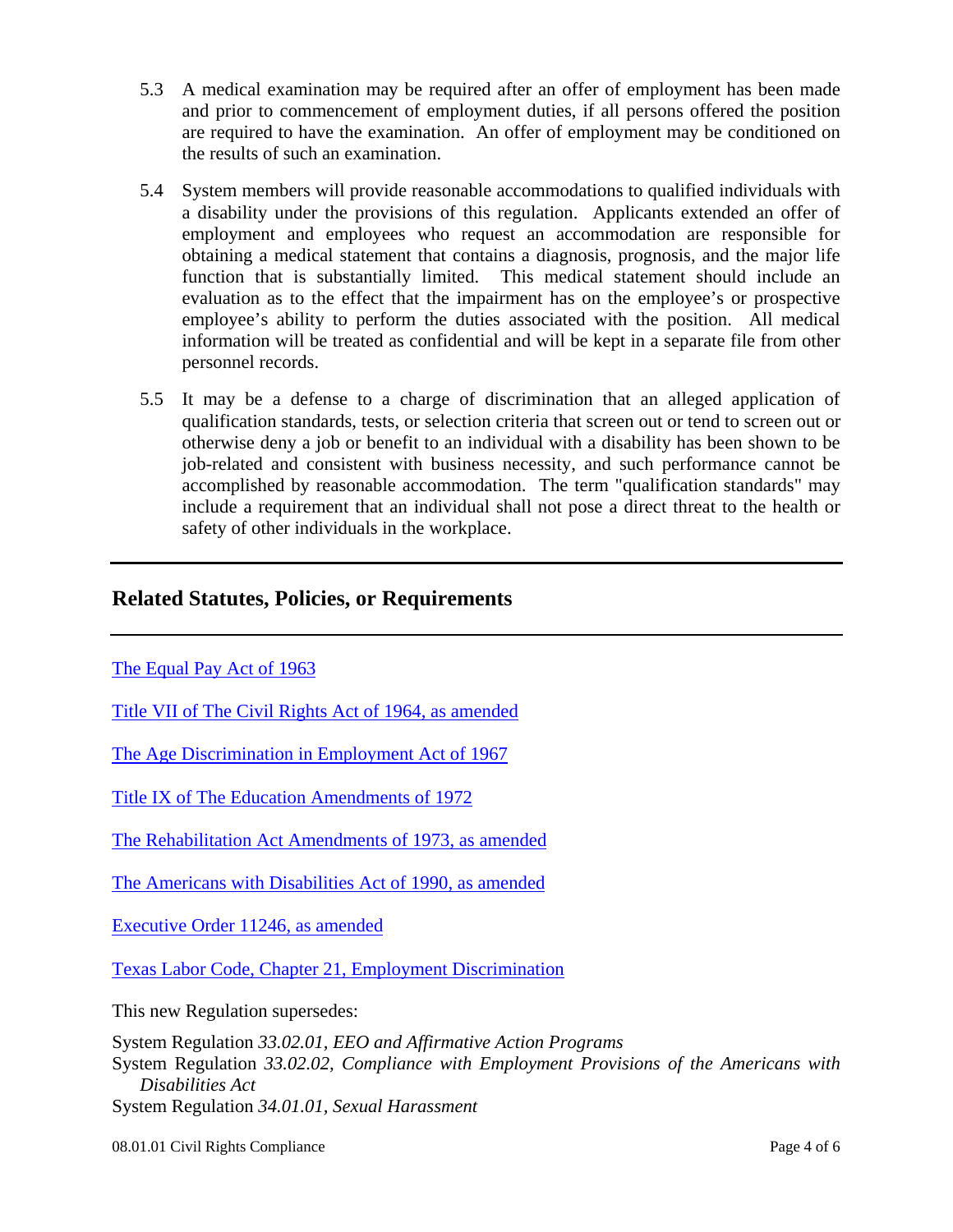5.3 A medical examination may be required after an offer of employment has been made and prior to commencement of employment duties, if all persons offered the position are required to have the examination. An offer of employment may be conditioned on the results of such an examination.

5.4 System members will provide reasonable accommodations to qualified individuals with a disability under the provisions of this regulation. Applicants extended an offer of employment and employees who request an accommodation are responsible for obtaining a medical statement that contains a diagnosis, prognosis, and the major life function that is substantially limited. This medical statement should include an evaluation as to the effect that the impairment has on the employee's or prospective employee's ability to perform the duties associated with the position. All medical information will be treated as confidential and will be kept in a separate file from other personnel records.

5.5 It may be a defense to a charge of discrimination that an alleged application of qualification standards, tests, or selection criteria that screen out or tend to screen out or otherwise deny a job or benefit to an individual with a disability has been shown to be job-related and consistent with business necessity, and such performance cannot be accomplished by reasonable accommodation. The term "qualification standards" may include a requirement that an individual shall not pose a direct threat to the health or safety of other individuals in the workplace.

## Related Statutes, Policies, or Requirements

The Equal Pay Act of 1963

Title VII of The Civil Rights Act of 1964, as amended

The Age Discrimination in Employment Act of 1967

Title IX of The Education Amendments of 1972

The Rehabilitation Act Amendments of 1973, as amended

The Americans with Disabilities Act of 1990, as amended

Executive Order 11246, as amended

Texas Labor Code, Chapter 21, Employment Discrimination

This new Regulation supersedes:

System Regulation *33.02.01, EEO and Affirmative Action Programs*
System Regulation *33.02.02, Compliance with Employment Provisions of the Americans with Disabilities Act*
System Regulation *34.01.01, Sexual Harassment*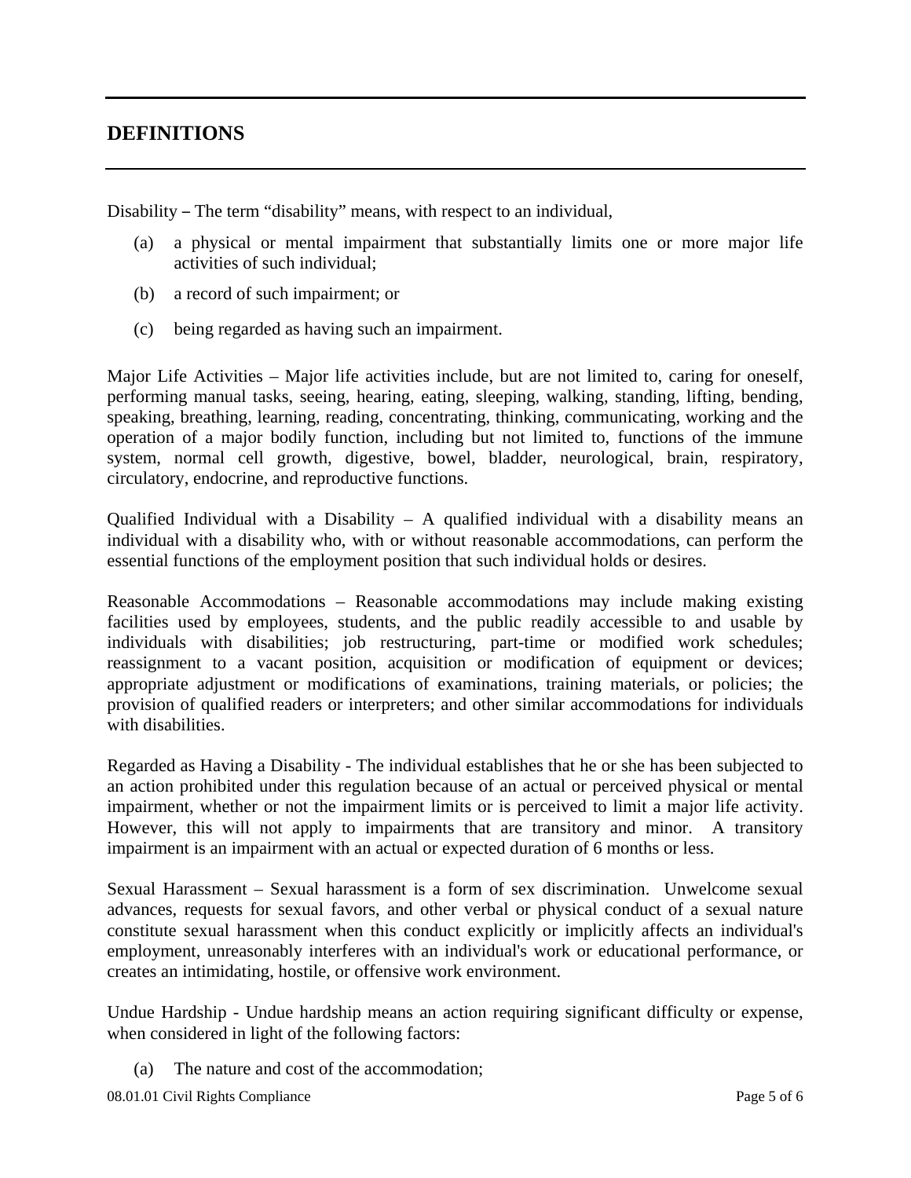## DEFINITIONS

Disability – The term "disability" means, with respect to an individual,

(a) a physical or mental impairment that substantially limits one or more major life activities of such individual;

(b) a record of such impairment; or

(c) being regarded as having such an impairment.

Major Life Activities – Major life activities include, but are not limited to, caring for oneself, performing manual tasks, seeing, hearing, eating, sleeping, walking, standing, lifting, bending, speaking, breathing, learning, reading, concentrating, thinking, communicating, working and the operation of a major bodily function, including but not limited to, functions of the immune system, normal cell growth, digestive, bowel, bladder, neurological, brain, respiratory, circulatory, endocrine, and reproductive functions.

Qualified Individual with a Disability – A qualified individual with a disability means an individual with a disability who, with or without reasonable accommodations, can perform the essential functions of the employment position that such individual holds or desires.

Reasonable Accommodations – Reasonable accommodations may include making existing facilities used by employees, students, and the public readily accessible to and usable by individuals with disabilities; job restructuring, part-time or modified work schedules; reassignment to a vacant position, acquisition or modification of equipment or devices; appropriate adjustment or modifications of examinations, training materials, or policies; the provision of qualified readers or interpreters; and other similar accommodations for individuals with disabilities.

Regarded as Having a Disability - The individual establishes that he or she has been subjected to an action prohibited under this regulation because of an actual or perceived physical or mental impairment, whether or not the impairment limits or is perceived to limit a major life activity. However, this will not apply to impairments that are transitory and minor. A transitory impairment is an impairment with an actual or expected duration of 6 months or less.

Sexual Harassment – Sexual harassment is a form of sex discrimination. Unwelcome sexual advances, requests for sexual favors, and other verbal or physical conduct of a sexual nature constitute sexual harassment when this conduct explicitly or implicitly affects an individual's employment, unreasonably interferes with an individual's work or educational performance, or creates an intimidating, hostile, or offensive work environment.

Undue Hardship - Undue hardship means an action requiring significant difficulty or expense, when considered in light of the following factors:

(a) The nature and cost of the accommodation;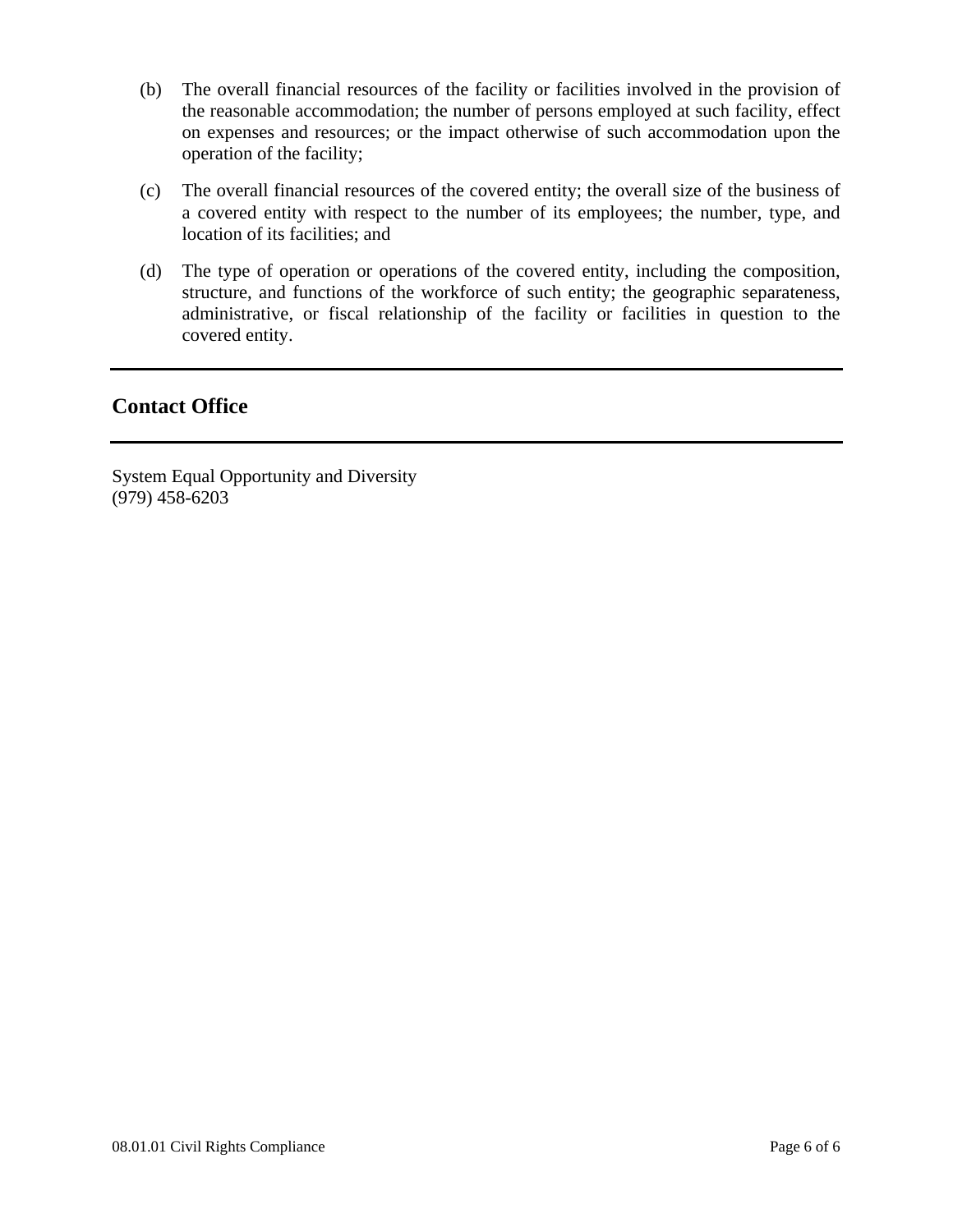(b) The overall financial resources of the facility or facilities involved in the provision of the reasonable accommodation; the number of persons employed at such facility, effect on expenses and resources; or the impact otherwise of such accommodation upon the operation of the facility;

(c) The overall financial resources of the covered entity; the overall size of the business of a covered entity with respect to the number of its employees; the number, type, and location of its facilities; and

(d) The type of operation or operations of the covered entity, including the composition, structure, and functions of the workforce of such entity; the geographic separateness, administrative, or fiscal relationship of the facility or facilities in question to the covered entity.

## Contact Office

System Equal Opportunity and Diversity
(979) 458-6203